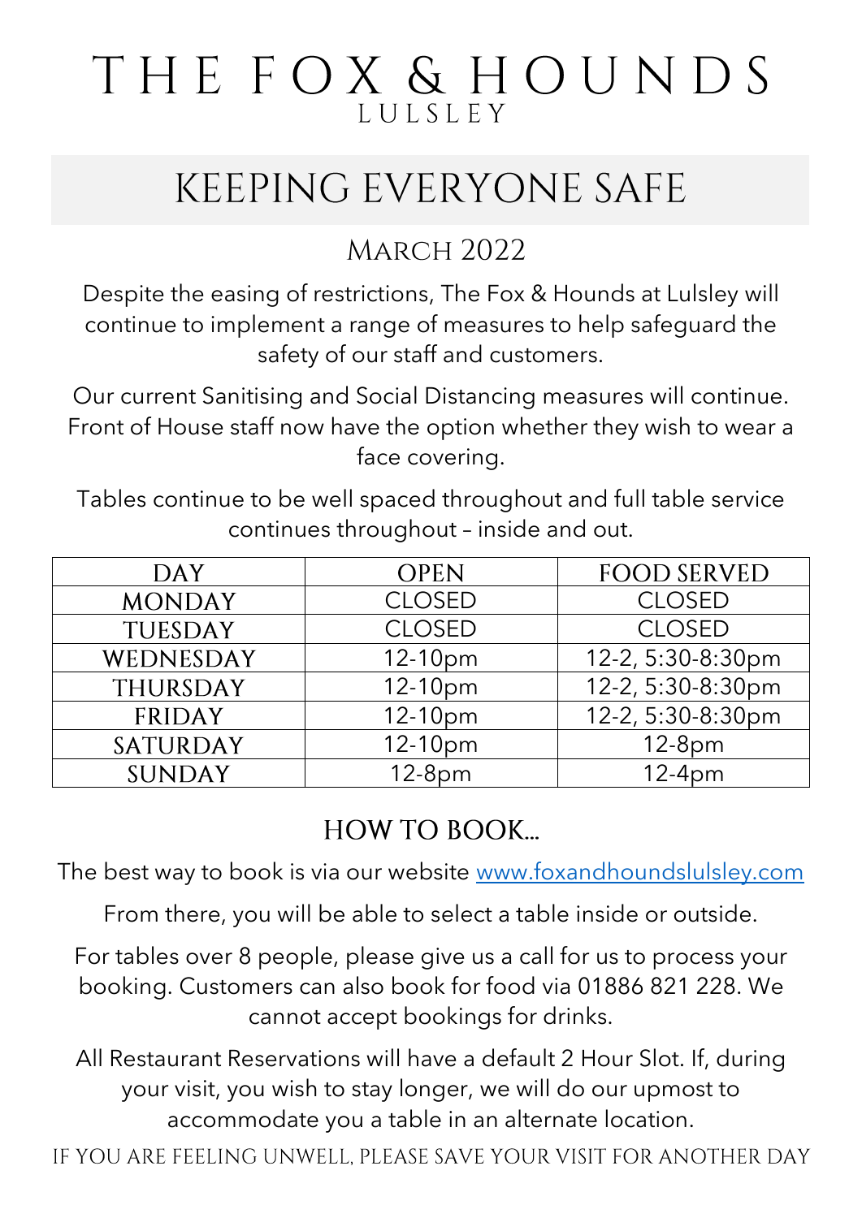# THE FOX & HOUNDS

LULSLEY

## KEEPING EVERYONE SAFE

### March 2022

Despite the easing of restrictions, The Fox & Hounds at Lulsley will continue to implement a range of measures to help safeguard the safety of our staff and customers.

Our current Sanitising and Social Distancing measures will continue. Front of House staff now have the option whether they wish to wear a face covering.

Tables continue to be well spaced throughout and full table service continues throughout – inside and out.

| DAY | OPEN | FOOD SERVED |
| --- | --- | --- |
| MONDAY | CLOSED | CLOSED |
| TUESDAY | CLOSED | CLOSED |
| WEDNESDAY | 12-10pm | 12-2, 5:30-8:30pm |
| THURSDAY | 12-10pm | 12-2, 5:30-8:30pm |
| FRIDAY | 12-10pm | 12-2, 5:30-8:30pm |
| SATURDAY | 12-10pm | 12-8pm |
| SUNDAY | 12-8pm | 12-4pm |

### HOW TO BOOK...

The best way to book is via our website www.foxandhoundslulsley.com

From there, you will be able to select a table inside or outside.

For tables over 8 people, please give us a call for us to process your booking. Customers can also book for food via 01886 821 228. We cannot accept bookings for drinks.

All Restaurant Reservations will have a default 2 Hour Slot. If, during your visit, you wish to stay longer, we will do our upmost to accommodate you a table in an alternate location.

IF YOU ARE FEELING UNWELL, PLEASE SAVE YOUR VISIT FOR ANOTHER DAY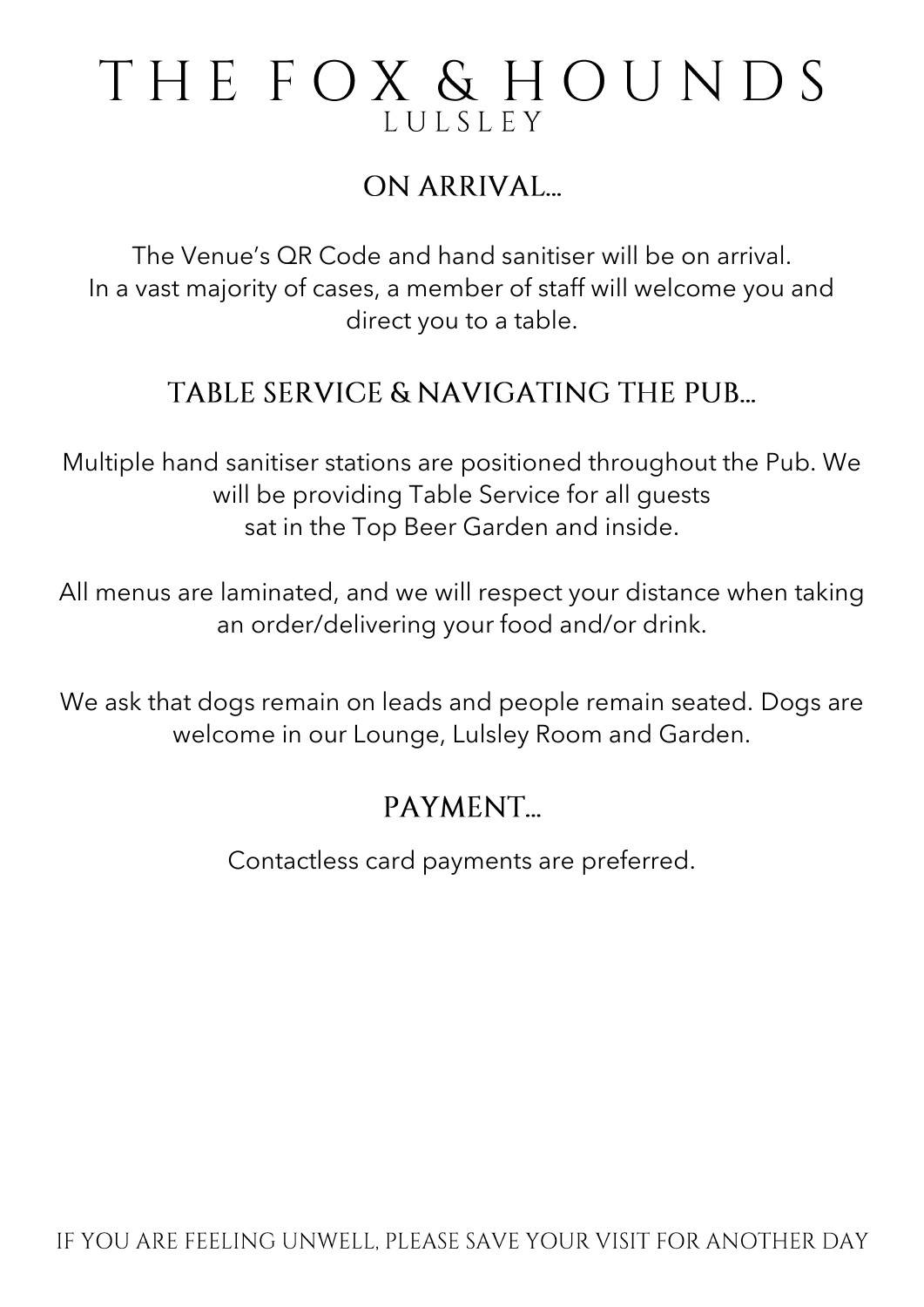# THE FOX & HOUNDS

LULSLEY

## ON ARRIVAL...

The Venue's QR Code and hand sanitiser will be on arrival.
In a vast majority of cases, a member of staff will welcome you and direct you to a table.

## TABLE SERVICE & NAVIGATING THE PUB...

Multiple hand sanitiser stations are positioned throughout the Pub. We will be providing Table Service for all guests sat in the Top Beer Garden and inside.

All menus are laminated, and we will respect your distance when taking an order/delivering your food and/or drink.

We ask that dogs remain on leads and people remain seated. Dogs are welcome in our Lounge, Lulsley Room and Garden.

## PAYMENT...

Contactless card payments are preferred.

IF YOU ARE FEELING UNWELL, PLEASE SAVE YOUR VISIT FOR ANOTHER DAY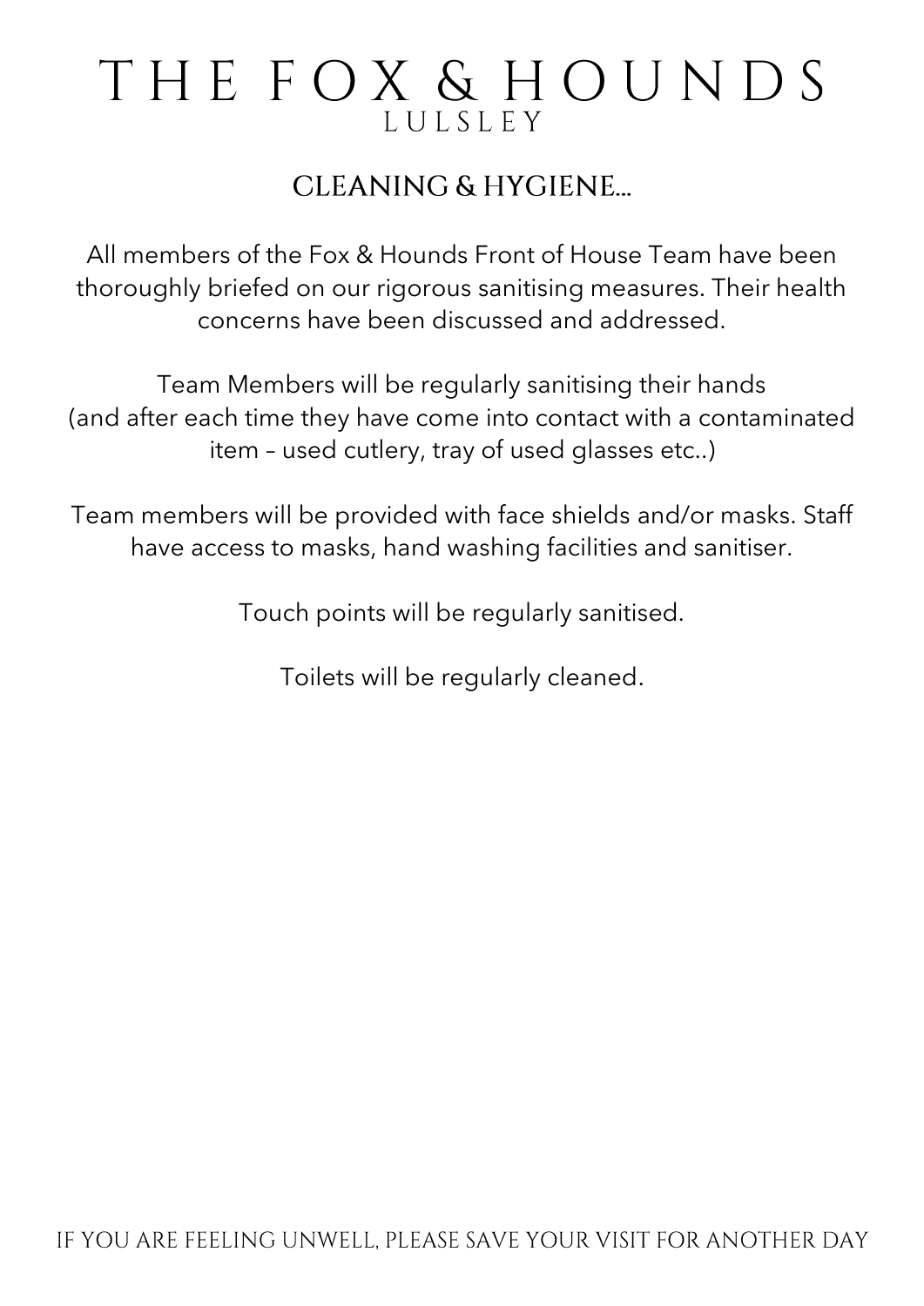# THE FOX & HOUNDS
LULSLEY

## CLEANING & HYGIENE...

All members of the Fox & Hounds Front of House Team have been thoroughly briefed on our rigorous sanitising measures. Their health concerns have been discussed and addressed.

Team Members will be regularly sanitising their hands (and after each time they have come into contact with a contaminated item – used cutlery, tray of used glasses etc..)

Team members will be provided with face shields and/or masks. Staff have access to masks, hand washing facilities and sanitiser.

Touch points will be regularly sanitised.

Toilets will be regularly cleaned.

IF YOU ARE FEELING UNWELL, PLEASE SAVE YOUR VISIT FOR ANOTHER DAY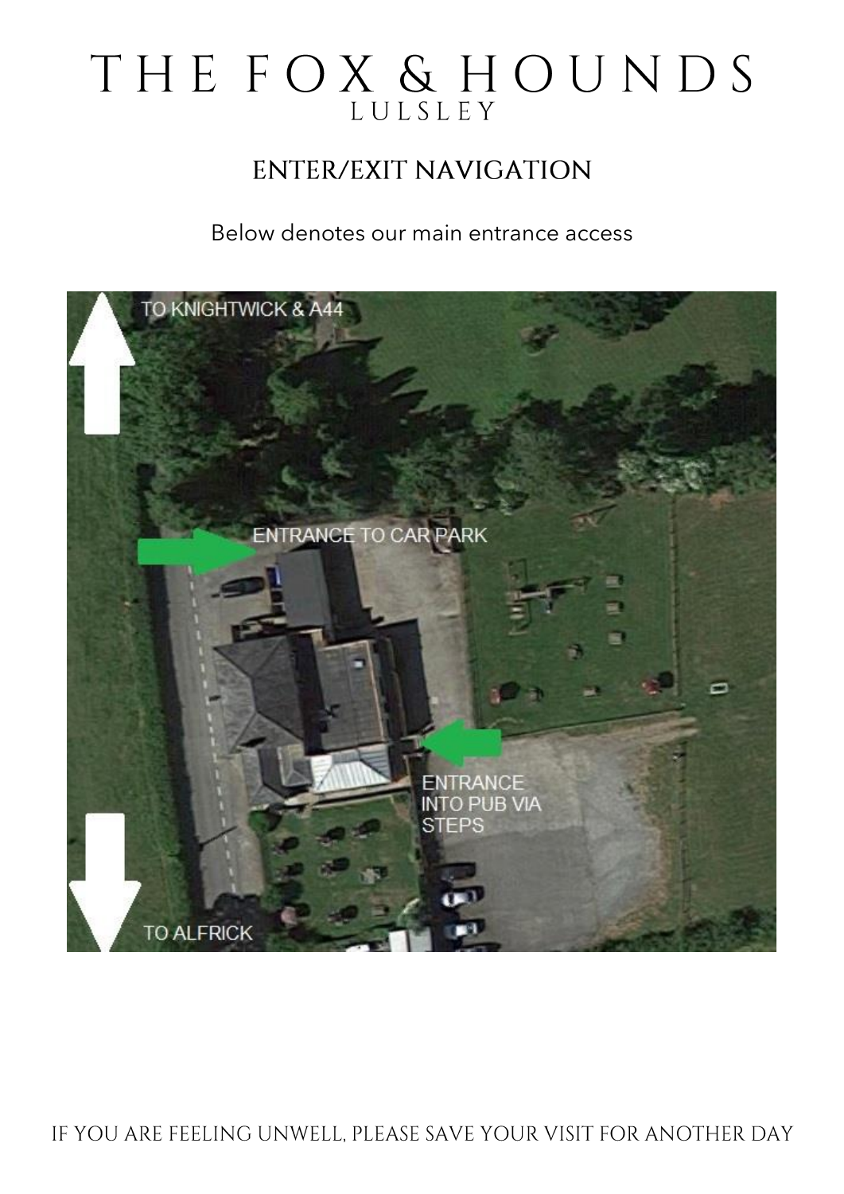# THE FOX & HOUNDS
LULSLEY

## ENTER/EXIT NAVIGATION

Below denotes our main entrance access

TO KNIGHTWICK & A44

ENTRANCE TO CAR PARK

ENTRANCE INTO PUB VIA STEPS

TO ALFRICK

IF YOU ARE FEELING UNWELL, PLEASE SAVE YOUR VISIT FOR ANOTHER DAY